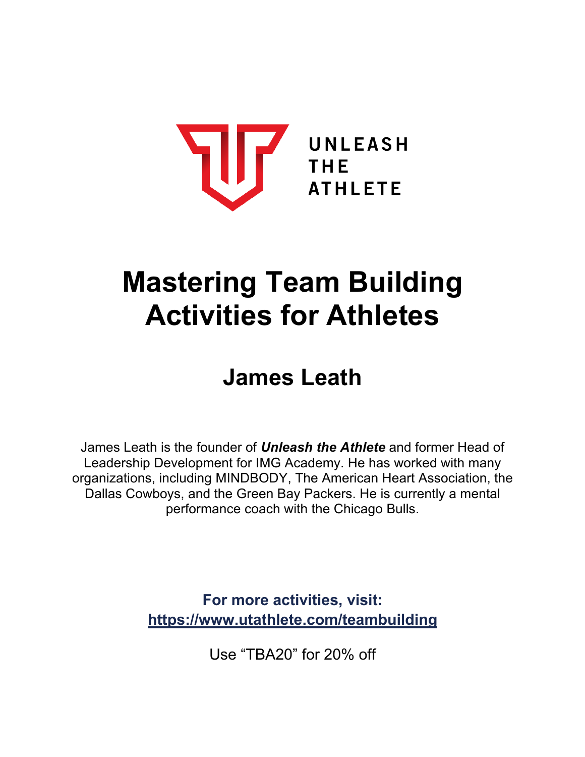UNLEASH
THE
ATHLETE

# Mastering Team Building Activities for Athletes

## James Leath

James Leath is the founder of ***Unleash the Athlete*** and former Head of Leadership Development for IMG Academy. He has worked with many organizations, including MINDBODY, The American Heart Association, the Dallas Cowboys, and the Green Bay Packers. He is currently a mental performance coach with the Chicago Bulls.

**For more activities, visit:**
**https://www.utathlete.com/teambuilding**

Use "TBA20" for 20% off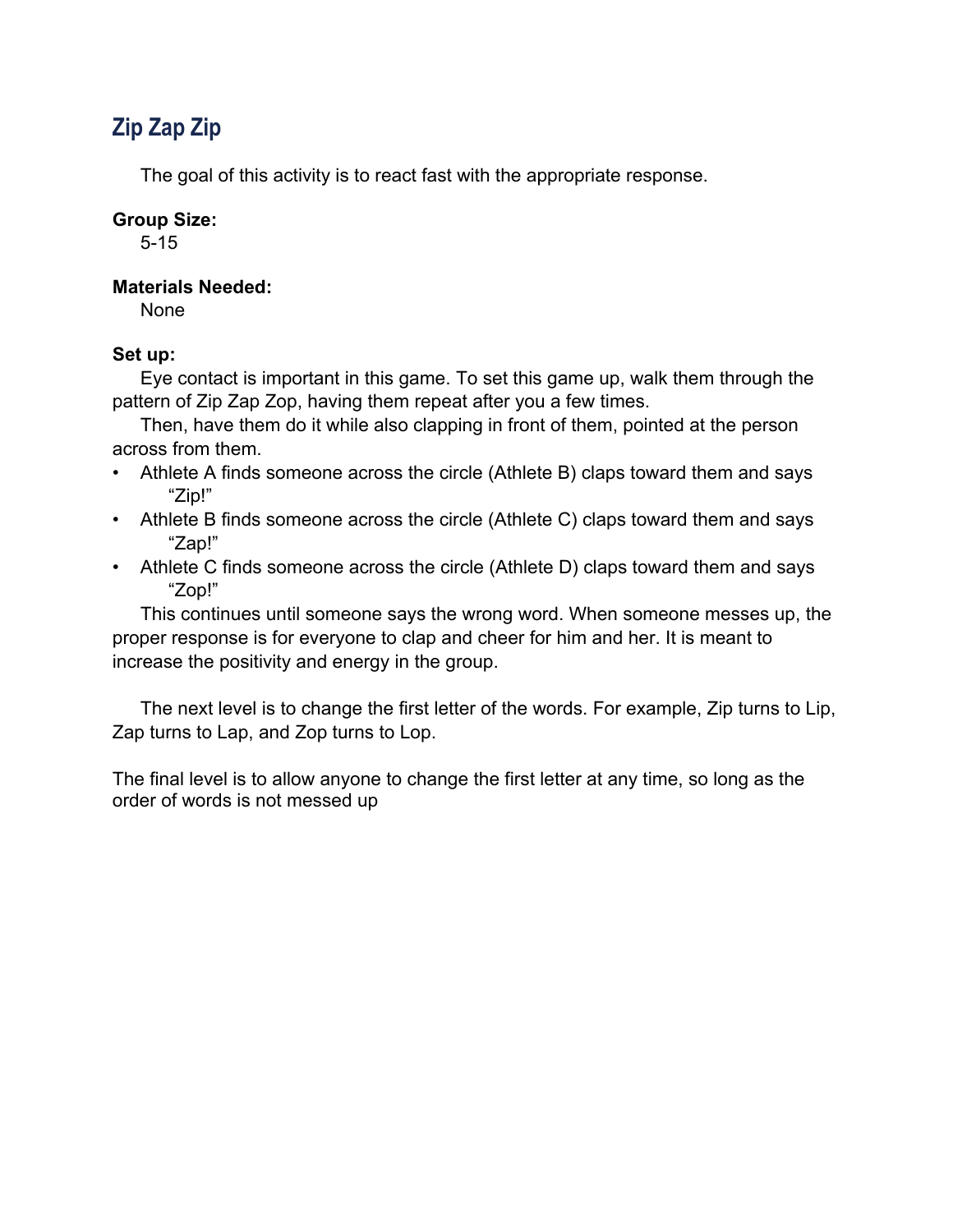## Zip Zap Zip

The goal of this activity is to react fast with the appropriate response.

**Group Size:**
5-15

**Materials Needed:**
None

**Set up:**
Eye contact is important in this game. To set this game up, walk them through the pattern of Zip Zap Zop, having them repeat after you a few times.

Then, have them do it while also clapping in front of them, pointed at the person across from them.

- Athlete A finds someone across the circle (Athlete B) claps toward them and says "Zip!"
- Athlete B finds someone across the circle (Athlete C) claps toward them and says "Zap!"
- Athlete C finds someone across the circle (Athlete D) claps toward them and says "Zop!"

This continues until someone says the wrong word. When someone messes up, the proper response is for everyone to clap and cheer for him and her. It is meant to increase the positivity and energy in the group.

The next level is to change the first letter of the words. For example, Zip turns to Lip, Zap turns to Lap, and Zop turns to Lop.

The final level is to allow anyone to change the first letter at any time, so long as the order of words is not messed up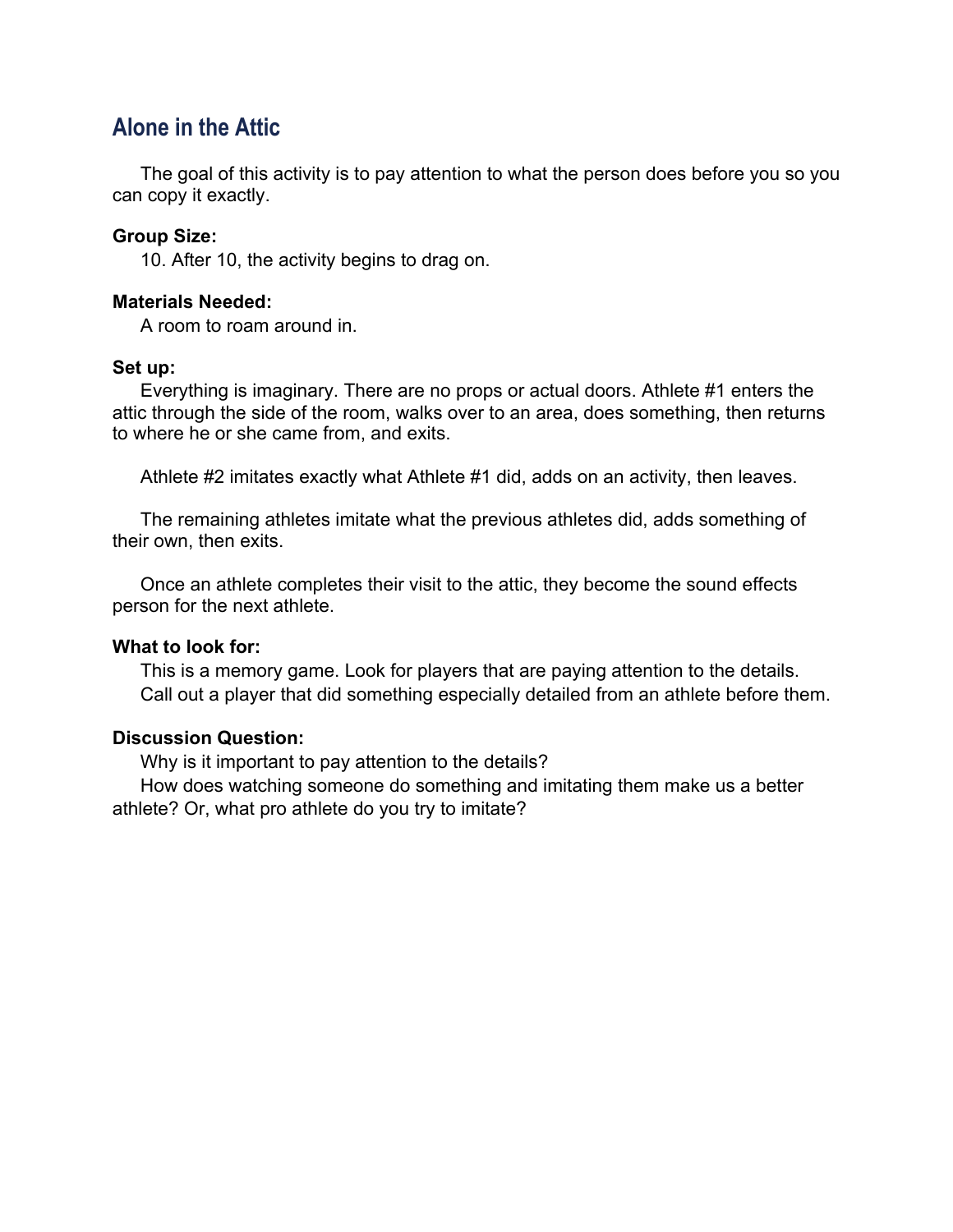## Alone in the Attic

The goal of this activity is to pay attention to what the person does before you so you can copy it exactly.

**Group Size:**

10. After 10, the activity begins to drag on.

**Materials Needed:**

A room to roam around in.

**Set up:**

Everything is imaginary. There are no props or actual doors. Athlete #1 enters the attic through the side of the room, walks over to an area, does something, then returns to where he or she came from, and exits.

Athlete #2 imitates exactly what Athlete #1 did, adds on an activity, then leaves.

The remaining athletes imitate what the previous athletes did, adds something of their own, then exits.

Once an athlete completes their visit to the attic, they become the sound effects person for the next athlete.

**What to look for:**

This is a memory game. Look for players that are paying attention to the details.
Call out a player that did something especially detailed from an athlete before them.

**Discussion Question:**

Why is it important to pay attention to the details?
How does watching someone do something and imitating them make us a better athlete? Or, what pro athlete do you try to imitate?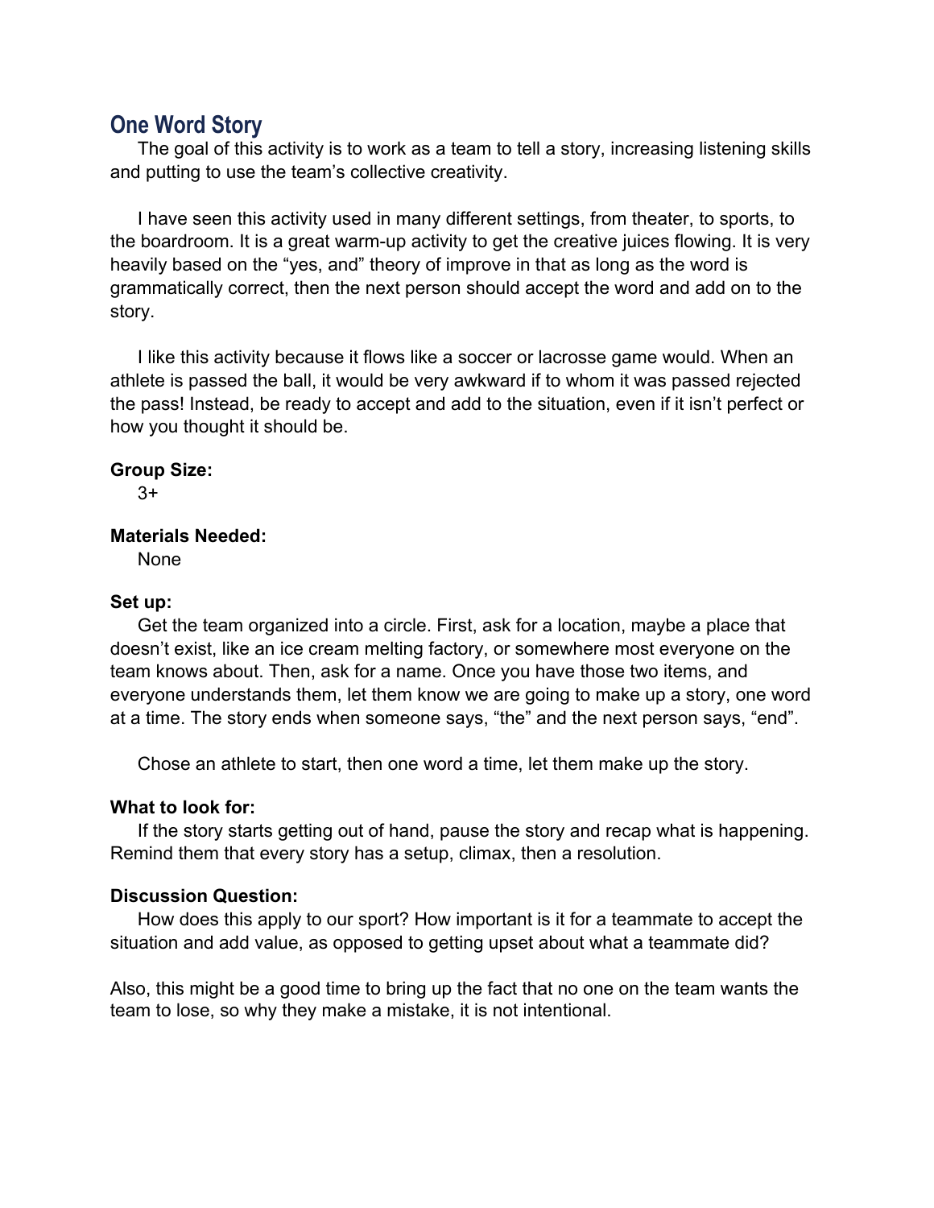## One Word Story

The goal of this activity is to work as a team to tell a story, increasing listening skills and putting to use the team's collective creativity.

I have seen this activity used in many different settings, from theater, to sports, to the boardroom. It is a great warm-up activity to get the creative juices flowing. It is very heavily based on the "yes, and" theory of improve in that as long as the word is grammatically correct, then the next person should accept the word and add on to the story.

I like this activity because it flows like a soccer or lacrosse game would. When an athlete is passed the ball, it would be very awkward if to whom it was passed rejected the pass! Instead, be ready to accept and add to the situation, even if it isn't perfect or how you thought it should be.

**Group Size:**

3+

**Materials Needed:**

None

**Set up:**

Get the team organized into a circle. First, ask for a location, maybe a place that doesn't exist, like an ice cream melting factory, or somewhere most everyone on the team knows about. Then, ask for a name. Once you have those two items, and everyone understands them, let them know we are going to make up a story, one word at a time. The story ends when someone says, "the" and the next person says, "end".

Chose an athlete to start, then one word a time, let them make up the story.

**What to look for:**

If the story starts getting out of hand, pause the story and recap what is happening. Remind them that every story has a setup, climax, then a resolution.

**Discussion Question:**

How does this apply to our sport? How important is it for a teammate to accept the situation and add value, as opposed to getting upset about what a teammate did?

Also, this might be a good time to bring up the fact that no one on the team wants the team to lose, so why they make a mistake, it is not intentional.